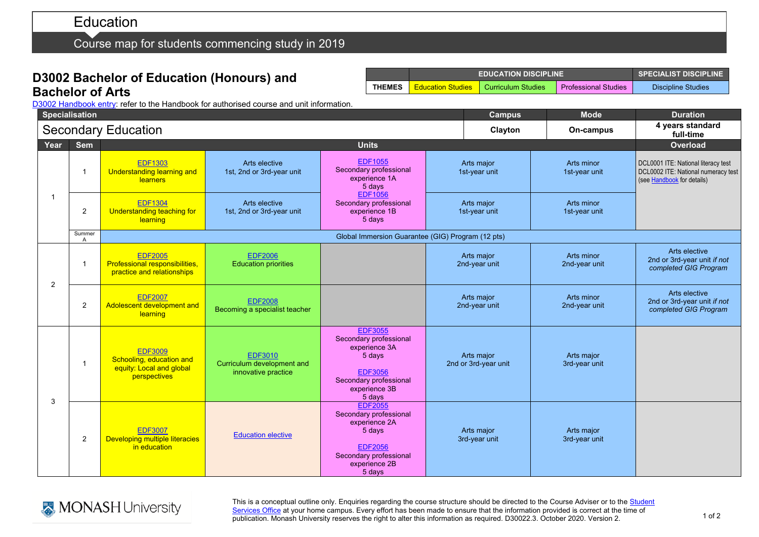# Education

Course map for students commencing study in 2019

## D3002 Bachelor of Education (Honours) and Bachelor of Arts

| | EDUCATION DISCIPLINE | | | SPECIALIST DISCIPLINE |
|---|---|---|---|---|
| THEMES | Education Studies | Curriculum Studies | Professional Studies | Discipline Studies |

D3002 Handbook entry: refer to the Handbook for authorised course and unit information.

| Specialisation | Campus | Mode | Duration |
|---|---|---|---|
| Secondary Education | Clayton | On-campus | 4 years standard full-time |

| Year | Sem | Units | | | | | Overload |
|---|---|---|---|---|---|---|---|
| 1 | 1 | EDF1303 Understanding learning and learners | Arts elective 1st, 2nd or 3rd-year unit | EDF1055 Secondary professional experience 1A 5 days | Arts major 1st-year unit | Arts minor 1st-year unit | DCL0001 ITE: National literacy test DCL0002 ITE: National numeracy test (see Handbook for details) |
| | 2 | EDF1304 Understanding teaching for learning | Arts elective 1st, 2nd or 3rd-year unit | EDF1056 Secondary professional experience 1B 5 days | Arts major 1st-year unit | Arts minor 1st-year unit | |
| | Summer A | Global Immersion Guarantee (GIG) Program (12 pts) | | | | | |
| 2 | 1 | EDF2005 Professional responsibilities, practice and relationships | EDF2006 Education priorities | | Arts major 2nd-year unit | Arts minor 2nd-year unit | Arts elective 2nd or 3rd-year unit *if not completed GIG Program* |
| | 2 | EDF2007 Adolescent development and learning | EDF2008 Becoming a specialist teacher | | Arts major 2nd-year unit | Arts minor 2nd-year unit | Arts elective 2nd or 3rd-year unit *if not completed GIG Program* |
| 3 | 1 | EDF3009 Schooling, education and equity: Local and global perspectives | EDF3010 Curriculum development and innovative practice | EDF3055 Secondary professional experience 3A 5 days<br>EDF3056 Secondary professional experience 3B 5 days | Arts major 2nd or 3rd-year unit | Arts major 3rd-year unit | |
| | 2 | EDF3007 Developing multiple literacies in education | Education elective | EDF2055 Secondary professional experience 2A 5 days<br>EDF2056 Secondary professional experience 2B 5 days | Arts major 3rd-year unit | Arts major 3rd-year unit | |

MONASH University

This is a conceptual outline only. Enquiries regarding the course structure should be directed to the Course Adviser or to the Student Services Office at your home campus. Every effort has been made to ensure that the information provided is correct at the time of publication. Monash University reserves the right to alter this information as required. D30022.3. October 2020. Version 2.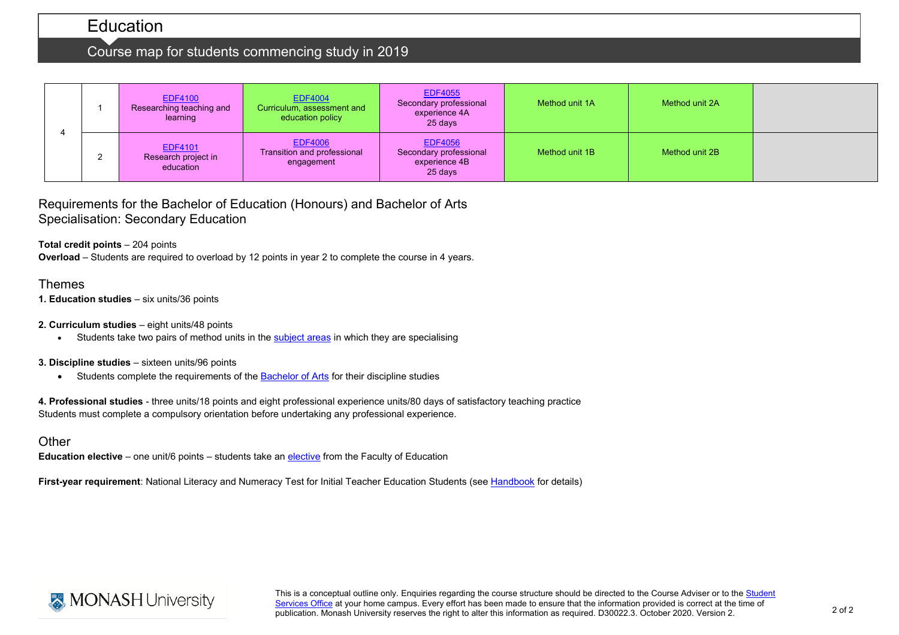# Education

## Course map for students commencing study in 2019

| | | | | | | | |
|---|---|---|---|---|---|---|---|
| 4 | 1 | EDF4100 Researching teaching and learning | EDF4004 Curriculum, assessment and education policy | EDF4055 Secondary professional experience 4A 25 days | Method unit 1A | Method unit 2A | |
| | 2 | EDF4101 Research project in education | EDF4006 Transition and professional engagement | EDF4056 Secondary professional experience 4B 25 days | Method unit 1B | Method unit 2B | |

## Requirements for the Bachelor of Education (Honours) and Bachelor of Arts Specialisation: Secondary Education

**Total credit points** – 204 points
**Overload** – Students are required to overload by 12 points in year 2 to complete the course in 4 years.

### Themes

**1. Education studies** – six units/36 points

**2. Curriculum studies** – eight units/48 points

- Students take two pairs of method units in the subject areas in which they are specialising

**3. Discipline studies** – sixteen units/96 points

- Students complete the requirements of the Bachelor of Arts for their discipline studies

**4. Professional studies** - three units/18 points and eight professional experience units/80 days of satisfactory teaching practice
Students must complete a compulsory orientation before undertaking any professional experience.

### Other

**Education elective** – one unit/6 points – students take an elective from the Faculty of Education

**First-year requirement**: National Literacy and Numeracy Test for Initial Teacher Education Students (see Handbook for details)

MONASH University

This is a conceptual outline only. Enquiries regarding the course structure should be directed to the Course Adviser or to the Student Services Office at your home campus. Every effort has been made to ensure that the information provided is correct at the time of publication. Monash University reserves the right to alter this information as required. D30022.3. October 2020. Version 2.